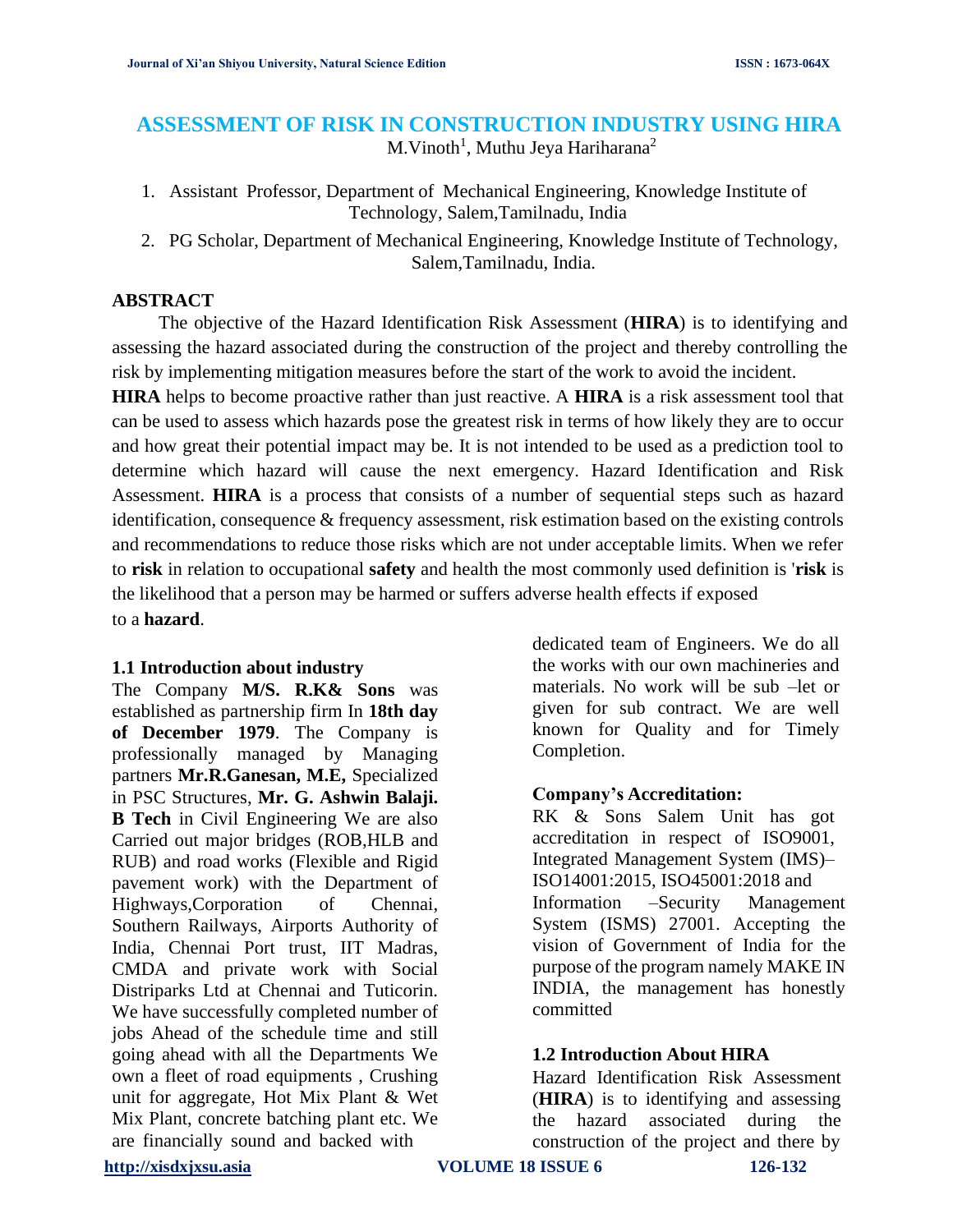# ASSESSMENT OF RISK IN CONSTRUCTION INDUSTRY USING HIRA

M.Vinoth[1], Muthu Jeya Hariharana[2]

1. Assistant Professor, Department of Mechanical Engineering, Knowledge Institute of Technology, Salem,Tamilnadu, India
2. PG Scholar, Department of Mechanical Engineering, Knowledge Institute of Technology, Salem,Tamilnadu, India.

## ABSTRACT

The objective of the Hazard Identification Risk Assessment (**HIRA**) is to identifying and assessing the hazard associated during the construction of the project and thereby controlling the risk by implementing mitigation measures before the start of the work to avoid the incident. **HIRA** helps to become proactive rather than just reactive. A **HIRA** is a risk assessment tool that can be used to assess which hazards pose the greatest risk in terms of how likely they are to occur and how great their potential impact may be. It is not intended to be used as a prediction tool to determine which hazard will cause the next emergency. Hazard Identification and Risk Assessment. **HIRA** is a process that consists of a number of sequential steps such as hazard identification, consequence & frequency assessment, risk estimation based on the existing controls and recommendations to reduce those risks which are not under acceptable limits. When we refer to **risk** in relation to occupational **safety** and health the most commonly used definition is '**risk** is the likelihood that a person may be harmed or suffers adverse health effects if exposed to a **hazard**.

### 1.1 Introduction about industry

The Company **M/S. R.K& Sons** was established as partnership firm In **18th day of December 1979**. The Company is professionally managed by Managing partners **Mr.R.Ganesan, M.E,** Specialized in PSC Structures, **Mr. G. Ashwin Balaji. B Tech** in Civil Engineering We are also Carried out major bridges (ROB,HLB and RUB) and road works (Flexible and Rigid pavement work) with the Department of Highways,Corporation of Chennai, Southern Railways, Airports Authority of India, Chennai Port trust, IIT Madras, CMDA and private work with Social Distriparks Ltd at Chennai and Tuticorin. We have successfully completed number of jobs Ahead of the schedule time and still going ahead with all the Departments We own a fleet of road equipments , Crushing unit for aggregate, Hot Mix Plant & Wet Mix Plant, concrete batching plant etc. We are financially sound and backed with dedicated team of Engineers. We do all the works with our own machineries and materials. No work will be sub –let or given for sub contract. We are well known for Quality and for Timely Completion.

**Company's Accreditation:**

RK & Sons Salem Unit has got accreditation in respect of ISO9001, Integrated Management System (IMS)– ISO14001:2015, ISO45001:2018 and Information –Security Management System (ISMS) 27001. Accepting the vision of Government of India for the purpose of the program namely MAKE IN INDIA, the management has honestly committed

### 1.2 Introduction About HIRA

Hazard Identification Risk Assessment (**HIRA**) is to identifying and assessing the hazard associated during the construction of the project and there by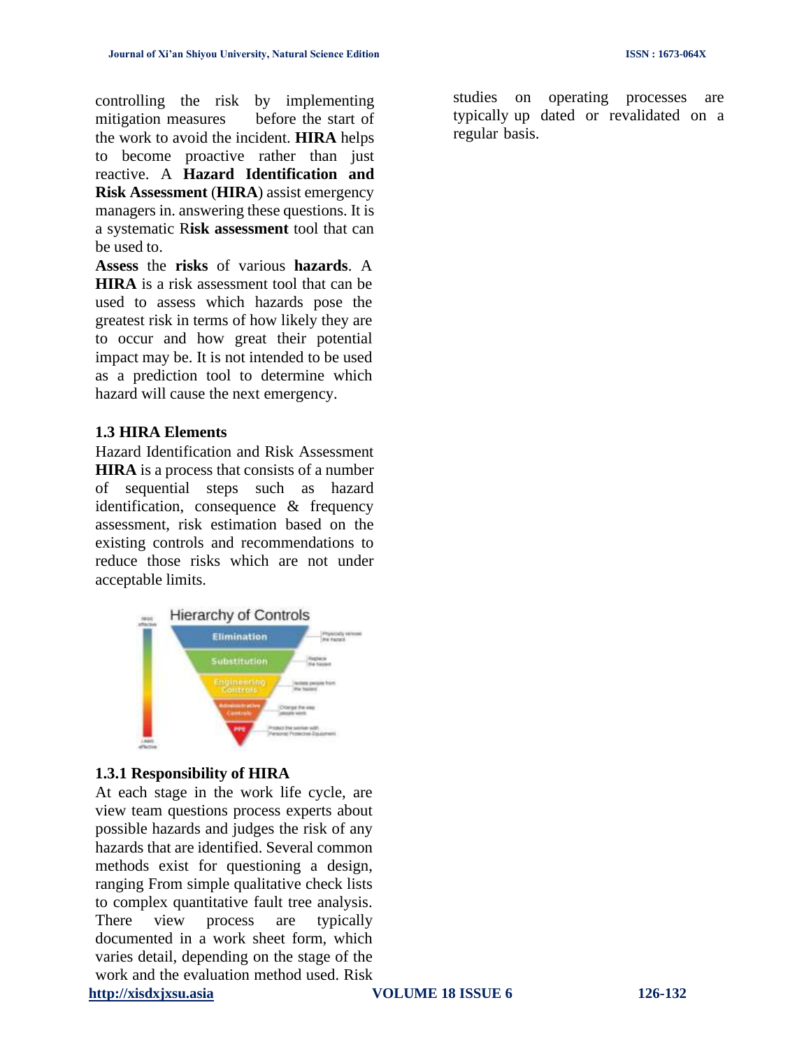controlling the risk by implementing mitigation measures before the start of the work to avoid the incident. **HIRA** helps to become proactive rather than just reactive. A **Hazard Identification and Risk Assessment** (**HIRA**) assist emergency managers in. answering these questions. It is a systematic R**isk assessment** tool that can be used to.

**Assess** the **risks** of various **hazards**. A **HIRA** is a risk assessment tool that can be used to assess which hazards pose the greatest risk in terms of how likely they are to occur and how great their potential impact may be. It is not intended to be used as a prediction tool to determine which hazard will cause the next emergency.

### 1.3 HIRA Elements

Hazard Identification and Risk Assessment **HIRA** is a process that consists of a number of sequential steps such as hazard identification, consequence & frequency assessment, risk estimation based on the existing controls and recommendations to reduce those risks which are not under acceptable limits.

Hierarchy of Controls

Most effective

Elimination

Physically remove the hazard

Substitution

Replace the hazard

Engineering Controls

Isolate people from the hazard

Administrative Controls

Change the way people work

PPE

Protect the worker with Personal Protective Equipment

Least effective

#### 1.3.1 Responsibility of HIRA

At each stage in the work life cycle, are view team questions process experts about possible hazards and judges the risk of any hazards that are identified. Several common methods exist for questioning a design, ranging From simple qualitative check lists to complex quantitative fault tree analysis. There view process are typically documented in a work sheet form, which varies detail, depending on the stage of the work and the evaluation method used. Risk studies on operating processes are typically up dated or revalidated on a regular basis.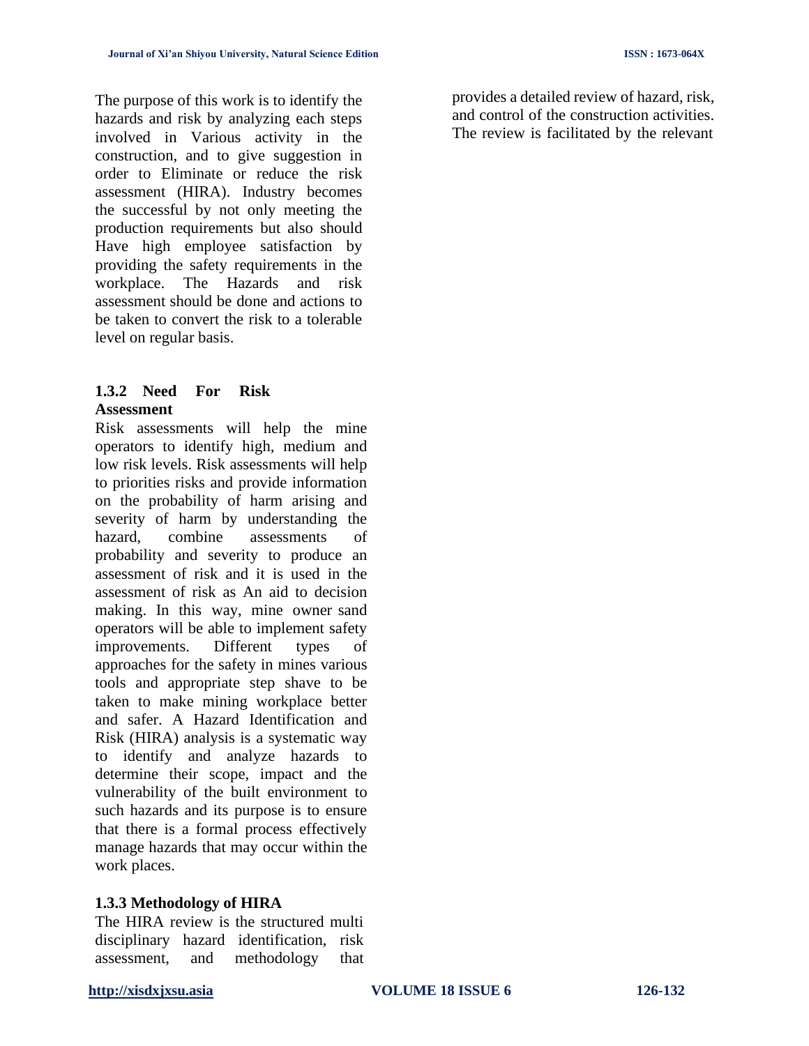The purpose of this work is to identify the hazards and risk by analyzing each steps involved in Various activity in the construction, and to give suggestion in order to Eliminate or reduce the risk assessment (HIRA). Industry becomes the successful by not only meeting the production requirements but also should Have high employee satisfaction by providing the safety requirements in the workplace. The Hazards and risk assessment should be done and actions to be taken to convert the risk to a tolerable level on regular basis.

### 1.3.2 Need For Risk Assessment

Risk assessments will help the mine operators to identify high, medium and low risk levels. Risk assessments will help to priorities risks and provide information on the probability of harm arising and severity of harm by understanding the hazard, combine assessments of probability and severity to produce an assessment of risk and it is used in the assessment of risk as An aid to decision making. In this way, mine owner sand operators will be able to implement safety improvements. Different types of approaches for the safety in mines various tools and appropriate step shave to be taken to make mining workplace better and safer. A Hazard Identification and Risk (HIRA) analysis is a systematic way to identify and analyze hazards to determine their scope, impact and the vulnerability of the built environment to such hazards and its purpose is to ensure that there is a formal process effectively manage hazards that may occur within the work places.

### 1.3.3 Methodology of HIRA

The HIRA review is the structured multi disciplinary hazard identification, risk assessment, and methodology that provides a detailed review of hazard, risk, and control of the construction activities. The review is facilitated by the relevant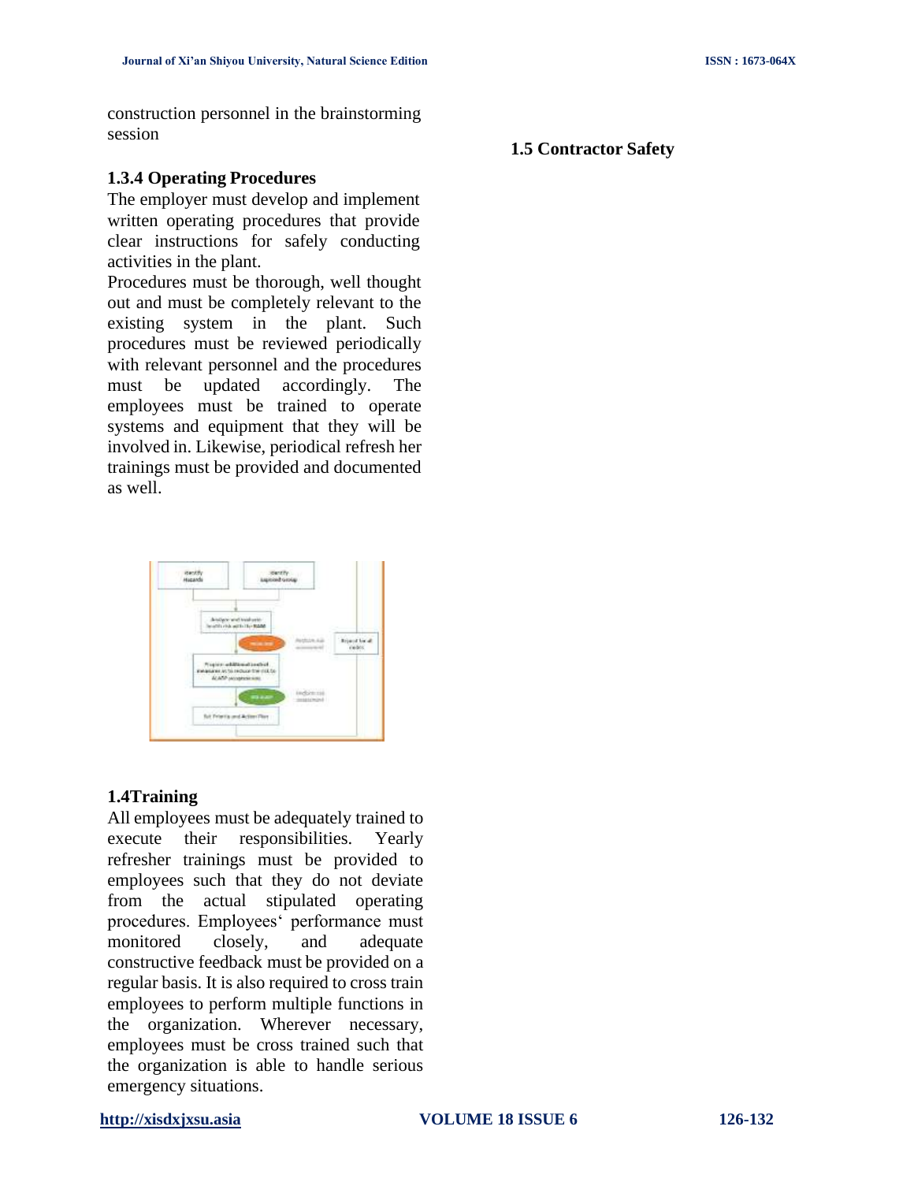construction personnel in the brainstorming session

### 1.3.4 Operating Procedures

The employer must develop and implement written operating procedures that provide clear instructions for safely conducting activities in the plant.

Procedures must be thorough, well thought out and must be completely relevant to the existing system in the plant. Such procedures must be reviewed periodically with relevant personnel and the procedures must be updated accordingly. The employees must be trained to operate systems and equipment that they will be involved in. Likewise, periodical refresh her trainings must be provided and documented as well.

Identify Hazards

Identify Exposed Group

Analyse and evaluate health risk with the RAM

Program additional control measures so to reduce the risk to ALARP

Set Priority and Action Plan

### 1.4Training

All employees must be adequately trained to execute their responsibilities. Yearly refresher trainings must be provided to employees such that they do not deviate from the actual stipulated operating procedures. Employees' performance must monitored closely, and adequate constructive feedback must be provided on a regular basis. It is also required to cross train employees to perform multiple functions in the organization. Wherever necessary, employees must be cross trained such that the organization is able to handle serious emergency situations.

## 1.5 Contractor Safety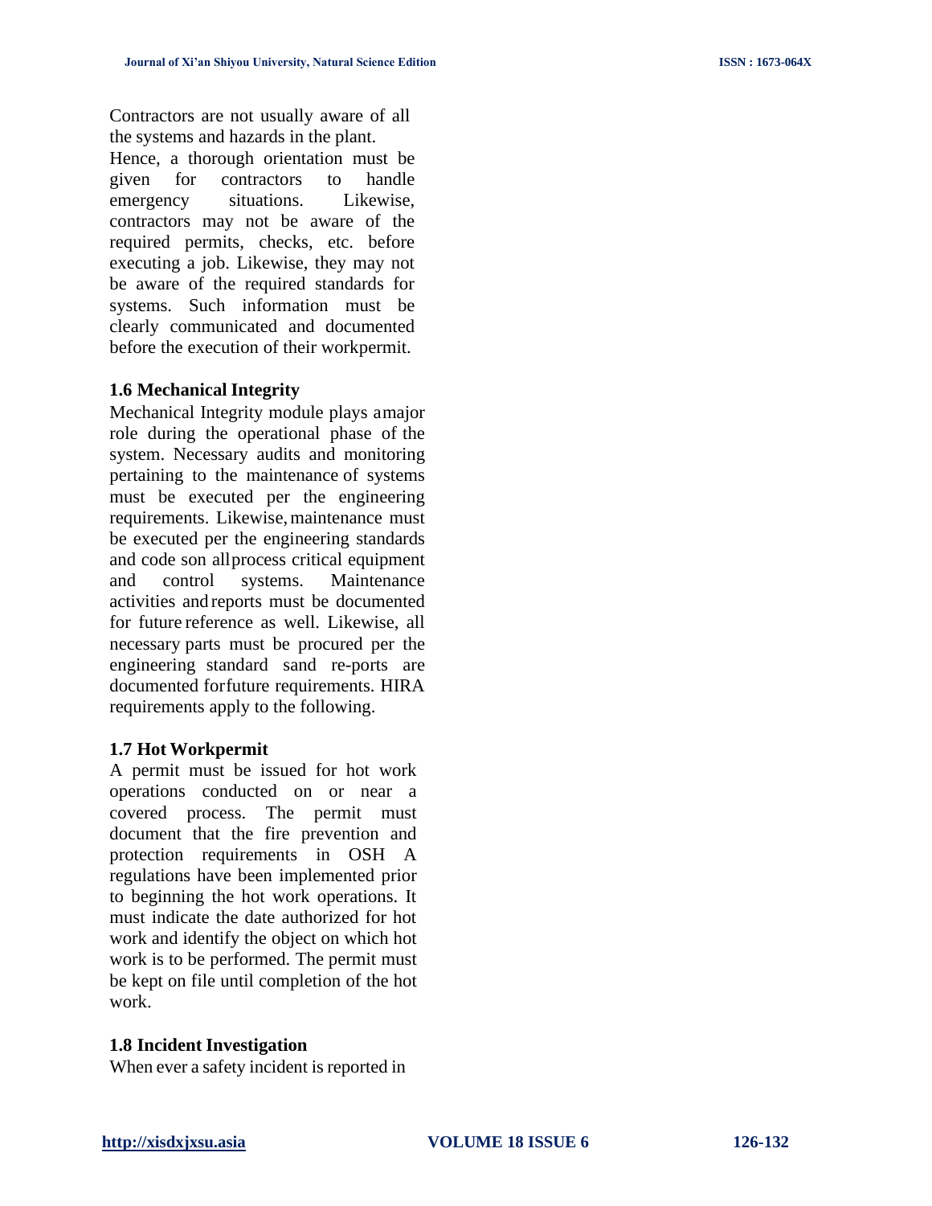Contractors are not usually aware of all the systems and hazards in the plant. Hence, a thorough orientation must be given for contractors to handle emergency situations. Likewise, contractors may not be aware of the required permits, checks, etc. before executing a job. Likewise, they may not be aware of the required standards for systems. Such information must be clearly communicated and documented before the execution of their workpermit.

### 1.6 Mechanical Integrity

Mechanical Integrity module plays amajor role during the operational phase of the system. Necessary audits and monitoring pertaining to the maintenance of systems must be executed per the engineering requirements. Likewise, maintenance must be executed per the engineering standards and code son allprocess critical equipment and control systems. Maintenance activities and reports must be documented for future reference as well. Likewise, all necessary parts must be procured per the engineering standard sand re-ports are documented forfuture requirements. HIRA requirements apply to the following.

### 1.7 Hot Workpermit

A permit must be issued for hot work operations conducted on or near a covered process. The permit must document that the fire prevention and protection requirements in OSH A regulations have been implemented prior to beginning the hot work operations. It must indicate the date authorized for hot work and identify the object on which hot work is to be performed. The permit must be kept on file until completion of the hot work.

### 1.8 Incident Investigation

When ever a safety incident is reported in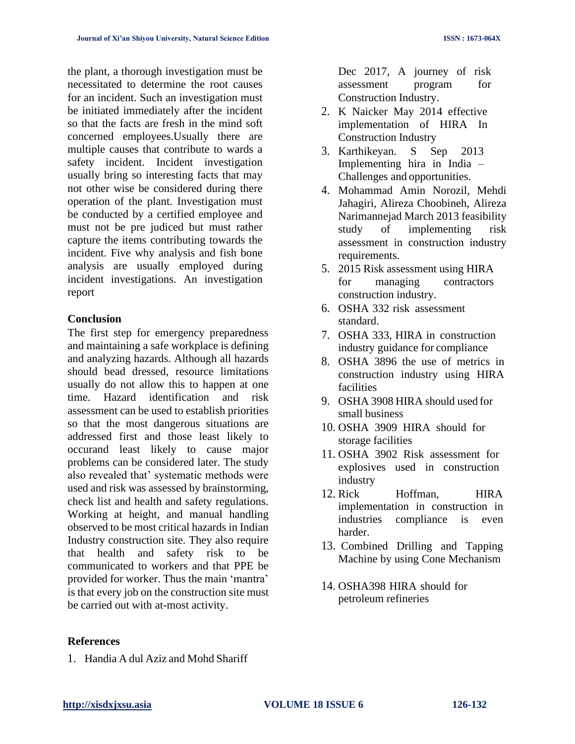the plant, a thorough investigation must be necessitated to determine the root causes for an incident. Such an investigation must be initiated immediately after the incident so that the facts are fresh in the mind soft concerned employees.Usually there are multiple causes that contribute to wards a safety incident. Incident investigation usually bring so interesting facts that may not other wise be considered during there operation of the plant. Investigation must be conducted by a certified employee and must not be pre judiced but must rather capture the items contributing towards the incident. Five why analysis and fish bone analysis are usually employed during incident investigations. An investigation report

## Conclusion

The first step for emergency preparedness and maintaining a safe workplace is defining and analyzing hazards. Although all hazards should bead dressed, resource limitations usually do not allow this to happen at one time. Hazard identification and risk assessment can be used to establish priorities so that the most dangerous situations are addressed first and those least likely to occurand least likely to cause major problems can be considered later. The study also revealed that' systematic methods were used and risk was assessed by brainstorming, check list and health and safety regulations. Working at height, and manual handling observed to be most critical hazards in Indian Industry construction site. They also require that health and safety risk to be communicated to workers and that PPE be provided for worker. Thus the main 'mantra' is that every job on the construction site must be carried out with at-most activity.

## References

1. Handia A dul Aziz and Mohd Shariff Dec 2017, A journey of risk assessment program for Construction Industry.
2. K Naicker May 2014 effective implementation of HIRA In Construction Industry
3. Karthikeyan. S Sep 2013 Implementing hira in India – Challenges and opportunities.
4. Mohammad Amin Norozil, Mehdi Jahagiri, Alireza Choobineh, Alireza Narimannejad March 2013 feasibility study of implementing risk assessment in construction industry requirements.
5. 2015 Risk assessment using HIRA for managing contractors construction industry.
6. OSHA 332 risk assessment standard.
7. OSHA 333, HIRA in construction industry guidance for compliance
8. OSHA 3896 the use of metrics in construction industry using HIRA facilities
9. OSHA 3908 HIRA should used for small business
10. OSHA 3909 HIRA should for storage facilities
11. OSHA 3902 Risk assessment for explosives used in construction industry
12. Rick Hoffman, HIRA implementation in construction in industries compliance is even harder.
13. Combined Drilling and Tapping Machine by using Cone Mechanism
14. OSHA398 HIRA should for petroleum refineries